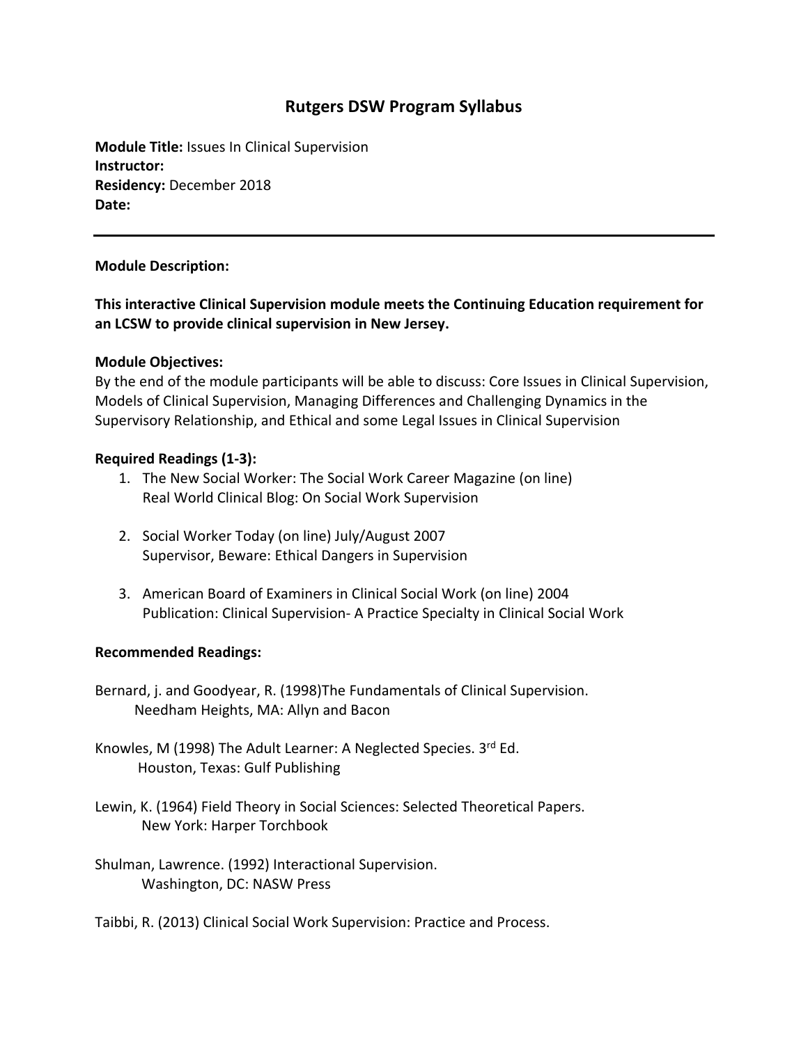# Rutgers DSW Program Syllabus

**Module Title:** Issues In Clinical Supervision
**Instructor:**
**Residency:** December 2018
**Date:**

---

**Module Description:**

**This interactive Clinical Supervision module meets the Continuing Education requirement for an LCSW to provide clinical supervision in New Jersey.**

**Module Objectives:**
By the end of the module participants will be able to discuss: Core Issues in Clinical Supervision, Models of Clinical Supervision, Managing Differences and Challenging Dynamics in the Supervisory Relationship, and Ethical and some Legal Issues in Clinical Supervision

**Required Readings (1-3):**

1. The New Social Worker: The Social Work Career Magazine (on line)
   Real World Clinical Blog: On Social Work Supervision

2. Social Worker Today (on line) July/August 2007
   Supervisor, Beware: Ethical Dangers in Supervision

3. American Board of Examiners in Clinical Social Work (on line) 2004
   Publication: Clinical Supervision- A Practice Specialty in Clinical Social Work

**Recommended Readings:**

Bernard, j. and Goodyear, R. (1998)The Fundamentals of Clinical Supervision.
    Needham Heights, MA: Allyn and Bacon

Knowles, M (1998) The Adult Learner: A Neglected Species. 3rd Ed.
    Houston, Texas: Gulf Publishing

Lewin, K. (1964) Field Theory in Social Sciences: Selected Theoretical Papers.
    New York: Harper Torchbook

Shulman, Lawrence. (1992) Interactional Supervision.
    Washington, DC: NASW Press

Taibbi, R. (2013) Clinical Social Work Supervision: Practice and Process.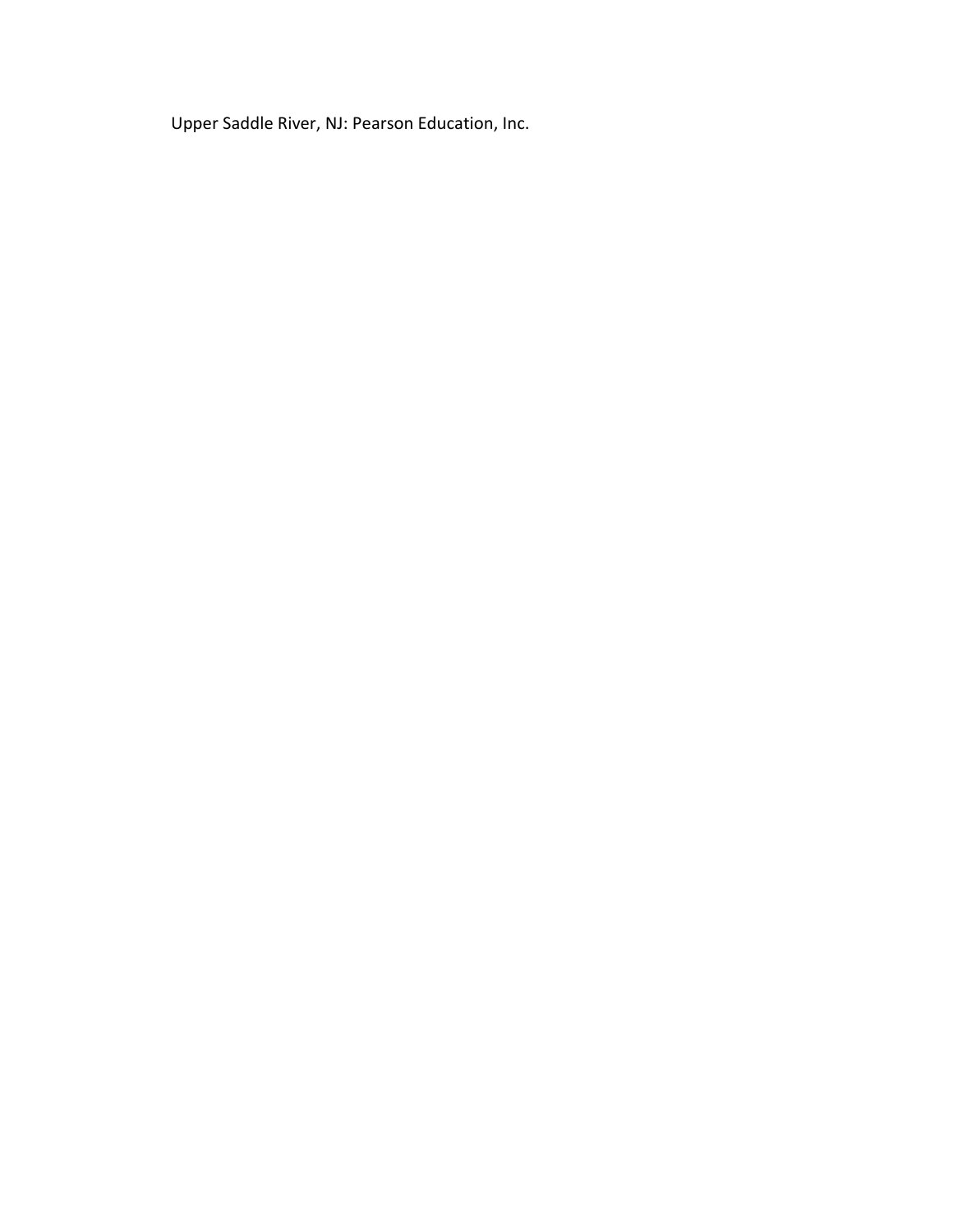Upper Saddle River, NJ: Pearson Education, Inc.